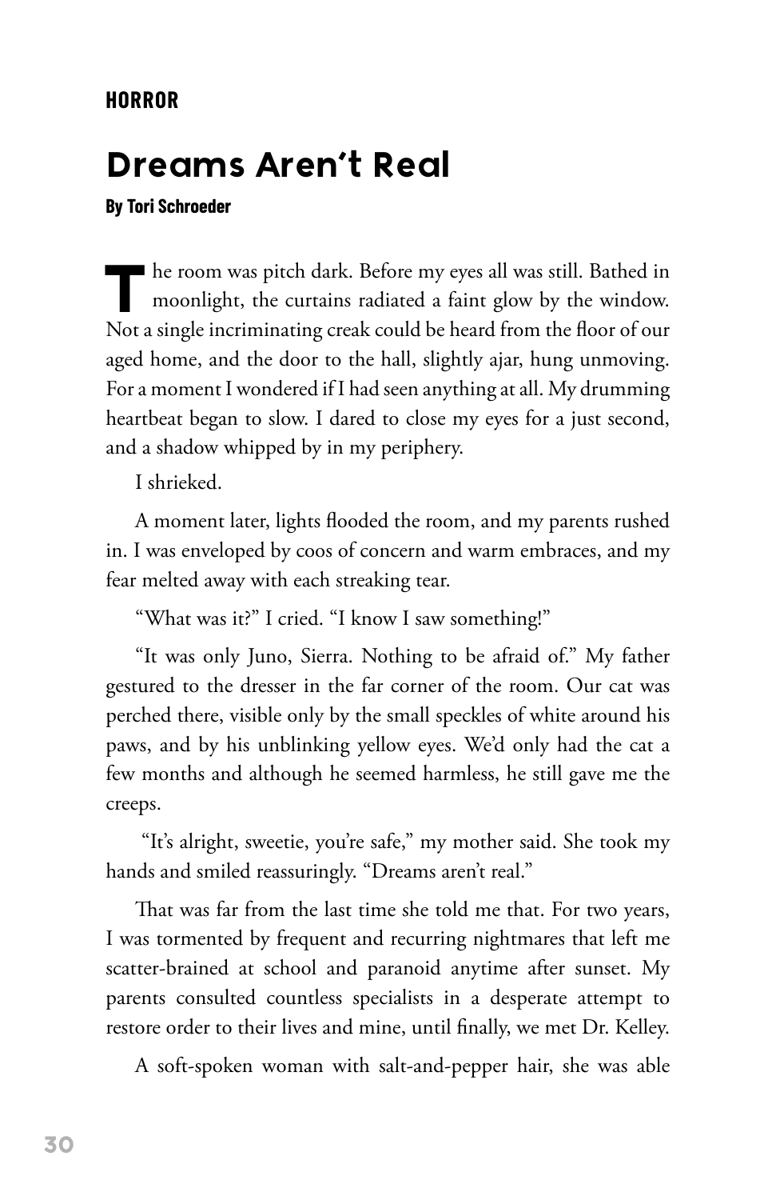**HORROR**

# Dreams Aren't Real

**By Tori Schroeder**

The room was pitch dark. Before my eyes all was still. Bathed in moonlight, the curtains radiated a faint glow by the window. Not a single incriminating creak could be heard from the floor of our aged home, and the door to the hall, slightly ajar, hung unmoving. For a moment I wondered if I had seen anything at all. My drumming heartbeat began to slow. I dared to close my eyes for a just second, and a shadow whipped by in my periphery.

I shrieked.

A moment later, lights flooded the room, and my parents rushed in. I was enveloped by coos of concern and warm embraces, and my fear melted away with each streaking tear.

"What was it?" I cried. "I know I saw something!"

"It was only Juno, Sierra. Nothing to be afraid of." My father gestured to the dresser in the far corner of the room. Our cat was perched there, visible only by the small speckles of white around his paws, and by his unblinking yellow eyes. We'd only had the cat a few months and although he seemed harmless, he still gave me the creeps.

"It's alright, sweetie, you're safe," my mother said. She took my hands and smiled reassuringly. "Dreams aren't real."

That was far from the last time she told me that. For two years, I was tormented by frequent and recurring nightmares that left me scatter-brained at school and paranoid anytime after sunset. My parents consulted countless specialists in a desperate attempt to restore order to their lives and mine, until finally, we met Dr. Kelley.

A soft-spoken woman with salt-and-pepper hair, she was able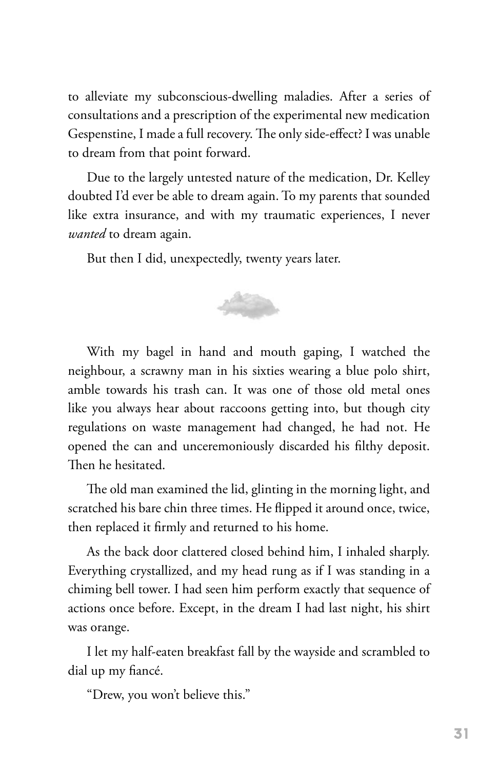to alleviate my subconscious-dwelling maladies. After a series of consultations and a prescription of the experimental new medication Gespenstine, I made a full recovery. The only side-effect? I was unable to dream from that point forward.

Due to the largely untested nature of the medication, Dr. Kelley doubted I'd ever be able to dream again. To my parents that sounded like extra insurance, and with my traumatic experiences, I never *wanted* to dream again.

But then I did, unexpectedly, twenty years later.

With my bagel in hand and mouth gaping, I watched the neighbour, a scrawny man in his sixties wearing a blue polo shirt, amble towards his trash can. It was one of those old metal ones like you always hear about raccoons getting into, but though city regulations on waste management had changed, he had not. He opened the can and unceremoniously discarded his filthy deposit. Then he hesitated.

The old man examined the lid, glinting in the morning light, and scratched his bare chin three times. He flipped it around once, twice, then replaced it firmly and returned to his home.

As the back door clattered closed behind him, I inhaled sharply. Everything crystallized, and my head rung as if I was standing in a chiming bell tower. I had seen him perform exactly that sequence of actions once before. Except, in the dream I had last night, his shirt was orange.

I let my half-eaten breakfast fall by the wayside and scrambled to dial up my fiancé.

"Drew, you won't believe this."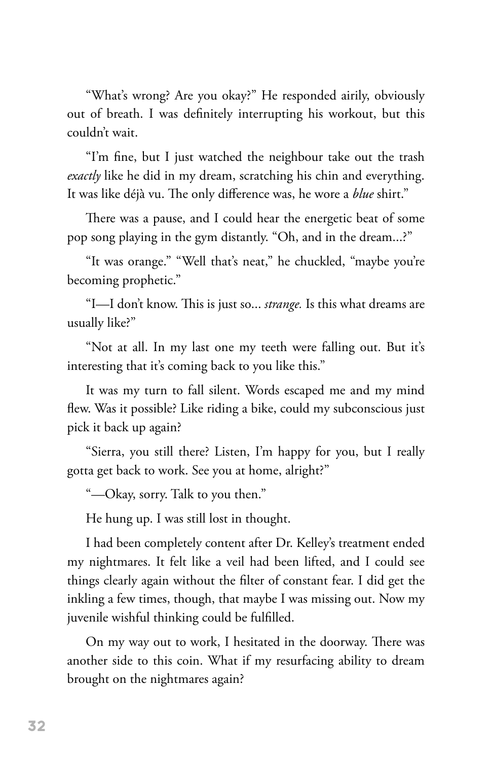"What's wrong? Are you okay?" He responded airily, obviously out of breath. I was definitely interrupting his workout, but this couldn't wait.

"I'm fine, but I just watched the neighbour take out the trash *exactly* like he did in my dream, scratching his chin and everything. It was like déjà vu. The only difference was, he wore a *blue* shirt."

There was a pause, and I could hear the energetic beat of some pop song playing in the gym distantly. "Oh, and in the dream...?"

"It was orange." "Well that's neat," he chuckled, "maybe you're becoming prophetic."

"I—I don't know. This is just so... *strange.* Is this what dreams are usually like?"

"Not at all. In my last one my teeth were falling out. But it's interesting that it's coming back to you like this."

It was my turn to fall silent. Words escaped me and my mind flew. Was it possible? Like riding a bike, could my subconscious just pick it back up again?

"Sierra, you still there? Listen, I'm happy for you, but I really gotta get back to work. See you at home, alright?"

"—Okay, sorry. Talk to you then."

He hung up. I was still lost in thought.

I had been completely content after Dr. Kelley's treatment ended my nightmares. It felt like a veil had been lifted, and I could see things clearly again without the filter of constant fear. I did get the inkling a few times, though, that maybe I was missing out. Now my juvenile wishful thinking could be fulfilled.

On my way out to work, I hesitated in the doorway. There was another side to this coin. What if my resurfacing ability to dream brought on the nightmares again?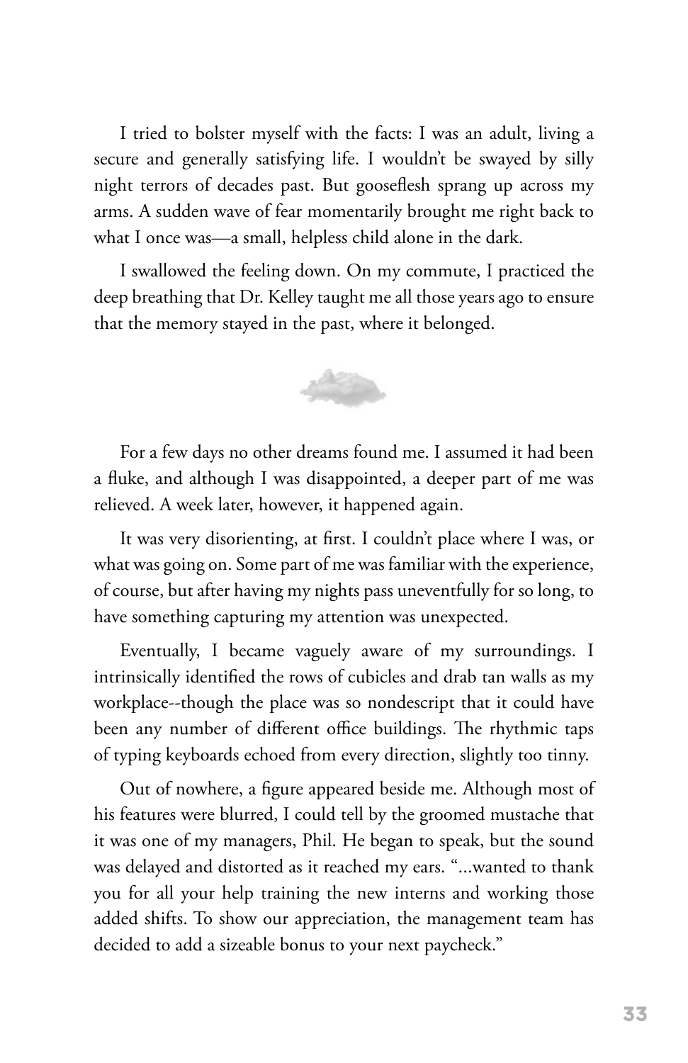I tried to bolster myself with the facts: I was an adult, living a secure and generally satisfying life. I wouldn't be swayed by silly night terrors of decades past. But gooseflesh sprang up across my arms. A sudden wave of fear momentarily brought me right back to what I once was—a small, helpless child alone in the dark.

I swallowed the feeling down. On my commute, I practiced the deep breathing that Dr. Kelley taught me all those years ago to ensure that the memory stayed in the past, where it belonged.

For a few days no other dreams found me. I assumed it had been a fluke, and although I was disappointed, a deeper part of me was relieved. A week later, however, it happened again.

It was very disorienting, at first. I couldn't place where I was, or what was going on. Some part of me was familiar with the experience, of course, but after having my nights pass uneventfully for so long, to have something capturing my attention was unexpected.

Eventually, I became vaguely aware of my surroundings. I intrinsically identified the rows of cubicles and drab tan walls as my workplace--though the place was so nondescript that it could have been any number of different office buildings. The rhythmic taps of typing keyboards echoed from every direction, slightly too tinny.

Out of nowhere, a figure appeared beside me. Although most of his features were blurred, I could tell by the groomed mustache that it was one of my managers, Phil. He began to speak, but the sound was delayed and distorted as it reached my ears. "...wanted to thank you for all your help training the new interns and working those added shifts. To show our appreciation, the management team has decided to add a sizeable bonus to your next paycheck."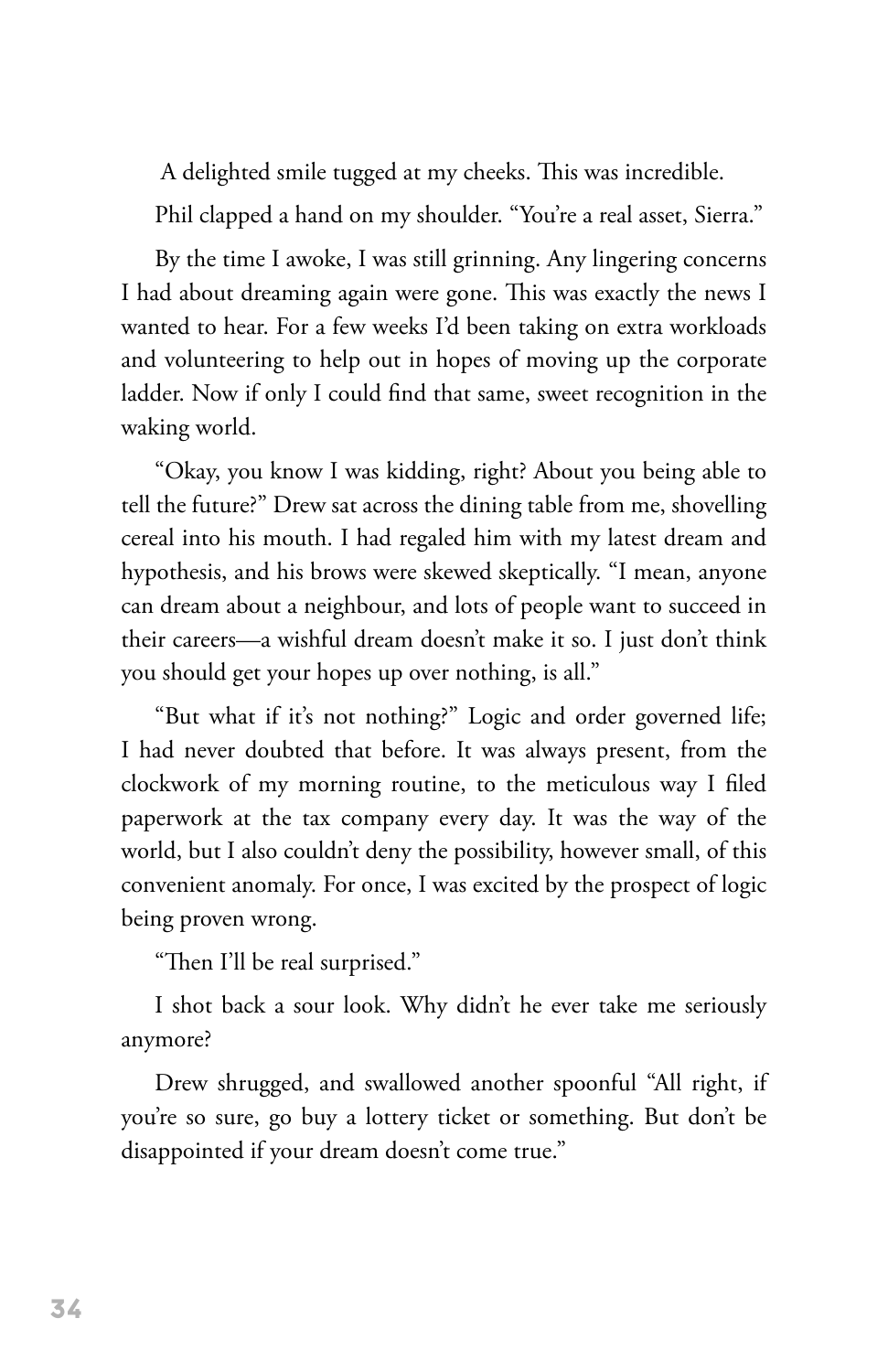A delighted smile tugged at my cheeks. This was incredible.

Phil clapped a hand on my shoulder. "You're a real asset, Sierra."

By the time I awoke, I was still grinning. Any lingering concerns I had about dreaming again were gone. This was exactly the news I wanted to hear. For a few weeks I'd been taking on extra workloads and volunteering to help out in hopes of moving up the corporate ladder. Now if only I could find that same, sweet recognition in the waking world.

"Okay, you know I was kidding, right? About you being able to tell the future?" Drew sat across the dining table from me, shovelling cereal into his mouth. I had regaled him with my latest dream and hypothesis, and his brows were skewed skeptically. "I mean, anyone can dream about a neighbour, and lots of people want to succeed in their careers—a wishful dream doesn't make it so. I just don't think you should get your hopes up over nothing, is all."

"But what if it's not nothing?" Logic and order governed life; I had never doubted that before. It was always present, from the clockwork of my morning routine, to the meticulous way I filed paperwork at the tax company every day. It was the way of the world, but I also couldn't deny the possibility, however small, of this convenient anomaly. For once, I was excited by the prospect of logic being proven wrong.

"Then I'll be real surprised."

I shot back a sour look. Why didn't he ever take me seriously anymore?

Drew shrugged, and swallowed another spoonful "All right, if you're so sure, go buy a lottery ticket or something. But don't be disappointed if your dream doesn't come true."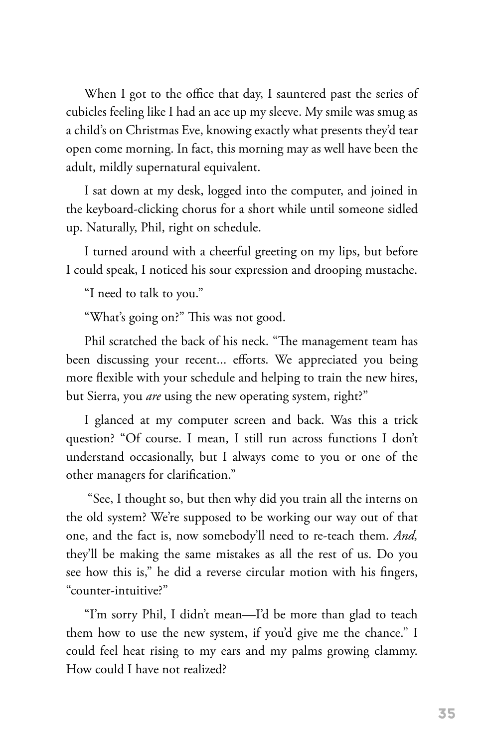When I got to the office that day, I sauntered past the series of cubicles feeling like I had an ace up my sleeve. My smile was smug as a child's on Christmas Eve, knowing exactly what presents they'd tear open come morning. In fact, this morning may as well have been the adult, mildly supernatural equivalent.

I sat down at my desk, logged into the computer, and joined in the keyboard-clicking chorus for a short while until someone sidled up. Naturally, Phil, right on schedule.

I turned around with a cheerful greeting on my lips, but before I could speak, I noticed his sour expression and drooping mustache.

"I need to talk to you."

"What's going on?" This was not good.

Phil scratched the back of his neck. "The management team has been discussing your recent... efforts. We appreciated you being more flexible with your schedule and helping to train the new hires, but Sierra, you *are* using the new operating system, right?"

I glanced at my computer screen and back. Was this a trick question? "Of course. I mean, I still run across functions I don't understand occasionally, but I always come to you or one of the other managers for clarification."

"See, I thought so, but then why did you train all the interns on the old system? We're supposed to be working our way out of that one, and the fact is, now somebody'll need to re-teach them. *And,* they'll be making the same mistakes as all the rest of us. Do you see how this is," he did a reverse circular motion with his fingers, "counter-intuitive?"

"I'm sorry Phil, I didn't mean—I'd be more than glad to teach them how to use the new system, if you'd give me the chance." I could feel heat rising to my ears and my palms growing clammy. How could I have not realized?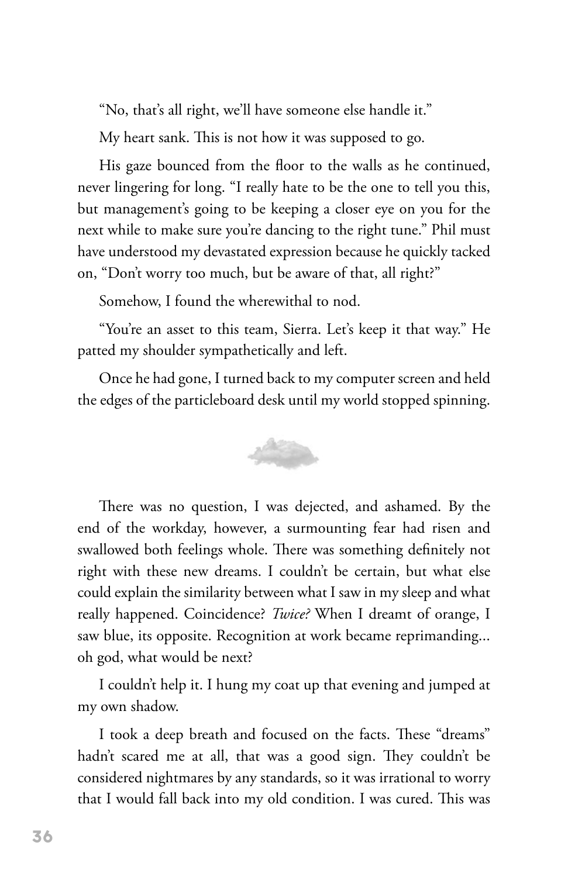"No, that's all right, we'll have someone else handle it."

My heart sank. This is not how it was supposed to go.

His gaze bounced from the floor to the walls as he continued, never lingering for long. "I really hate to be the one to tell you this, but management's going to be keeping a closer eye on you for the next while to make sure you're dancing to the right tune." Phil must have understood my devastated expression because he quickly tacked on, "Don't worry too much, but be aware of that, all right?"

Somehow, I found the wherewithal to nod.

"You're an asset to this team, Sierra. Let's keep it that way." He patted my shoulder sympathetically and left.

Once he had gone, I turned back to my computer screen and held the edges of the particleboard desk until my world stopped spinning.

There was no question, I was dejected, and ashamed. By the end of the workday, however, a surmounting fear had risen and swallowed both feelings whole. There was something definitely not right with these new dreams. I couldn't be certain, but what else could explain the similarity between what I saw in my sleep and what really happened. Coincidence? *Twice?* When I dreamt of orange, I saw blue, its opposite. Recognition at work became reprimanding... oh god, what would be next?

I couldn't help it. I hung my coat up that evening and jumped at my own shadow.

I took a deep breath and focused on the facts. These "dreams" hadn't scared me at all, that was a good sign. They couldn't be considered nightmares by any standards, so it was irrational to worry that I would fall back into my old condition. I was cured. This was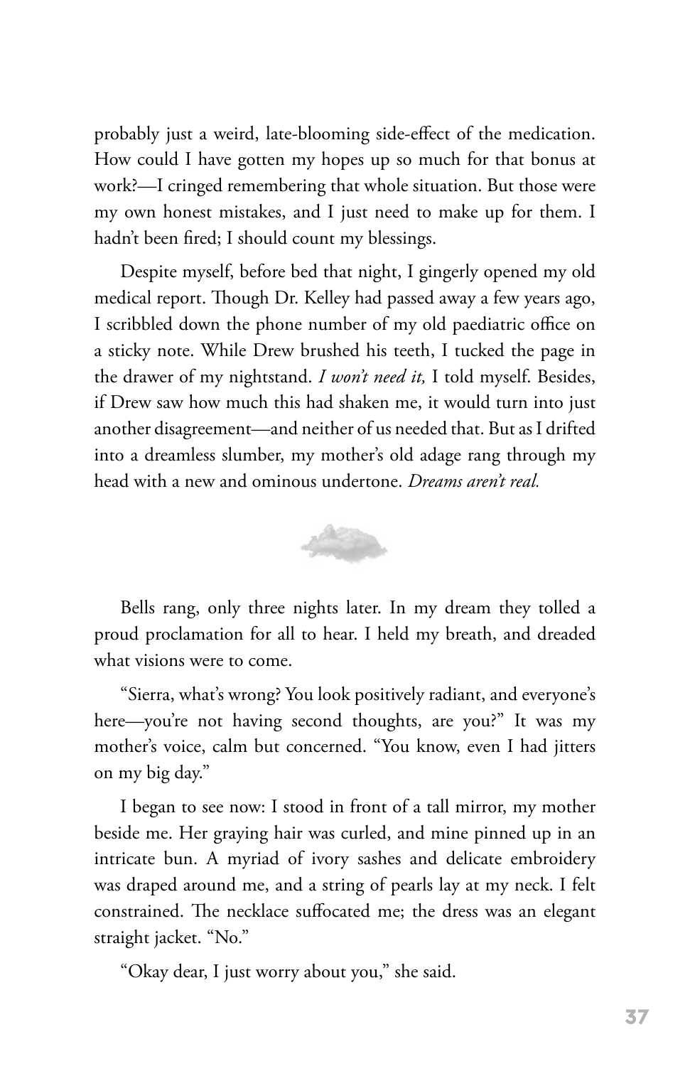probably just a weird, late-blooming side-effect of the medication. How could I have gotten my hopes up so much for that bonus at work?—I cringed remembering that whole situation. But those were my own honest mistakes, and I just need to make up for them. I hadn't been fired; I should count my blessings.

Despite myself, before bed that night, I gingerly opened my old medical report. Though Dr. Kelley had passed away a few years ago, I scribbled down the phone number of my old paediatric office on a sticky note. While Drew brushed his teeth, I tucked the page in the drawer of my nightstand. *I won't need it,* I told myself. Besides, if Drew saw how much this had shaken me, it would turn into just another disagreement—and neither of us needed that. But as I drifted into a dreamless slumber, my mother's old adage rang through my head with a new and ominous undertone. *Dreams aren't real.*

Bells rang, only three nights later. In my dream they tolled a proud proclamation for all to hear. I held my breath, and dreaded what visions were to come.

"Sierra, what's wrong? You look positively radiant, and everyone's here—you're not having second thoughts, are you?" It was my mother's voice, calm but concerned. "You know, even I had jitters on my big day."

I began to see now: I stood in front of a tall mirror, my mother beside me. Her graying hair was curled, and mine pinned up in an intricate bun. A myriad of ivory sashes and delicate embroidery was draped around me, and a string of pearls lay at my neck. I felt constrained. The necklace suffocated me; the dress was an elegant straight jacket. "No."

"Okay dear, I just worry about you," she said.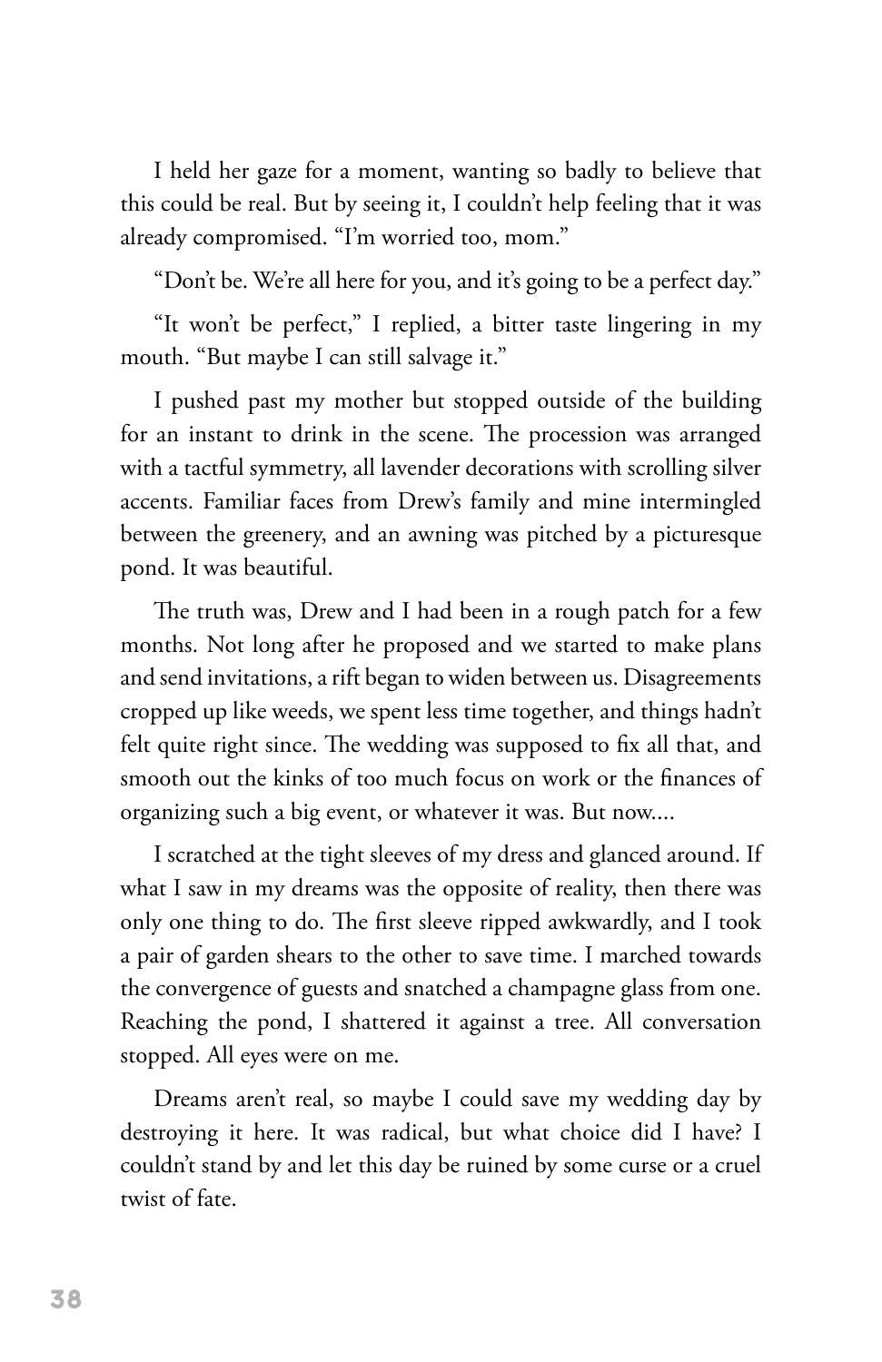I held her gaze for a moment, wanting so badly to believe that this could be real. But by seeing it, I couldn't help feeling that it was already compromised. "I'm worried too, mom."

"Don't be. We're all here for you, and it's going to be a perfect day."

"It won't be perfect," I replied, a bitter taste lingering in my mouth. "But maybe I can still salvage it."

I pushed past my mother but stopped outside of the building for an instant to drink in the scene. The procession was arranged with a tactful symmetry, all lavender decorations with scrolling silver accents. Familiar faces from Drew's family and mine intermingled between the greenery, and an awning was pitched by a picturesque pond. It was beautiful.

The truth was, Drew and I had been in a rough patch for a few months. Not long after he proposed and we started to make plans and send invitations, a rift began to widen between us. Disagreements cropped up like weeds, we spent less time together, and things hadn't felt quite right since. The wedding was supposed to fix all that, and smooth out the kinks of too much focus on work or the finances of organizing such a big event, or whatever it was. But now....

I scratched at the tight sleeves of my dress and glanced around. If what I saw in my dreams was the opposite of reality, then there was only one thing to do. The first sleeve ripped awkwardly, and I took a pair of garden shears to the other to save time. I marched towards the convergence of guests and snatched a champagne glass from one. Reaching the pond, I shattered it against a tree. All conversation stopped. All eyes were on me.

Dreams aren't real, so maybe I could save my wedding day by destroying it here. It was radical, but what choice did I have? I couldn't stand by and let this day be ruined by some curse or a cruel twist of fate.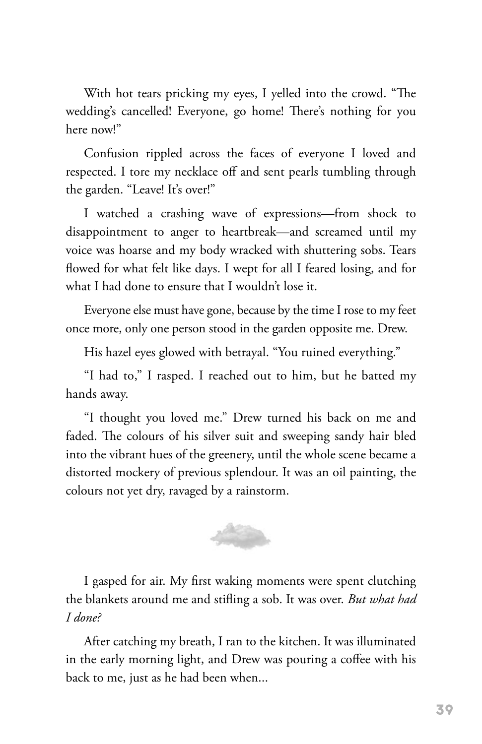With hot tears pricking my eyes, I yelled into the crowd. "The wedding's cancelled! Everyone, go home! There's nothing for you here now!"

Confusion rippled across the faces of everyone I loved and respected. I tore my necklace off and sent pearls tumbling through the garden. "Leave! It's over!"

I watched a crashing wave of expressions—from shock to disappointment to anger to heartbreak—and screamed until my voice was hoarse and my body wracked with shuttering sobs. Tears flowed for what felt like days. I wept for all I feared losing, and for what I had done to ensure that I wouldn't lose it.

Everyone else must have gone, because by the time I rose to my feet once more, only one person stood in the garden opposite me. Drew.

His hazel eyes glowed with betrayal. "You ruined everything."

"I had to," I rasped. I reached out to him, but he batted my hands away.

"I thought you loved me." Drew turned his back on me and faded. The colours of his silver suit and sweeping sandy hair bled into the vibrant hues of the greenery, until the whole scene became a distorted mockery of previous splendour. It was an oil painting, the colours not yet dry, ravaged by a rainstorm.

I gasped for air. My first waking moments were spent clutching the blankets around me and stifling a sob. It was over. *But what had I done?*

After catching my breath, I ran to the kitchen. It was illuminated in the early morning light, and Drew was pouring a coffee with his back to me, just as he had been when...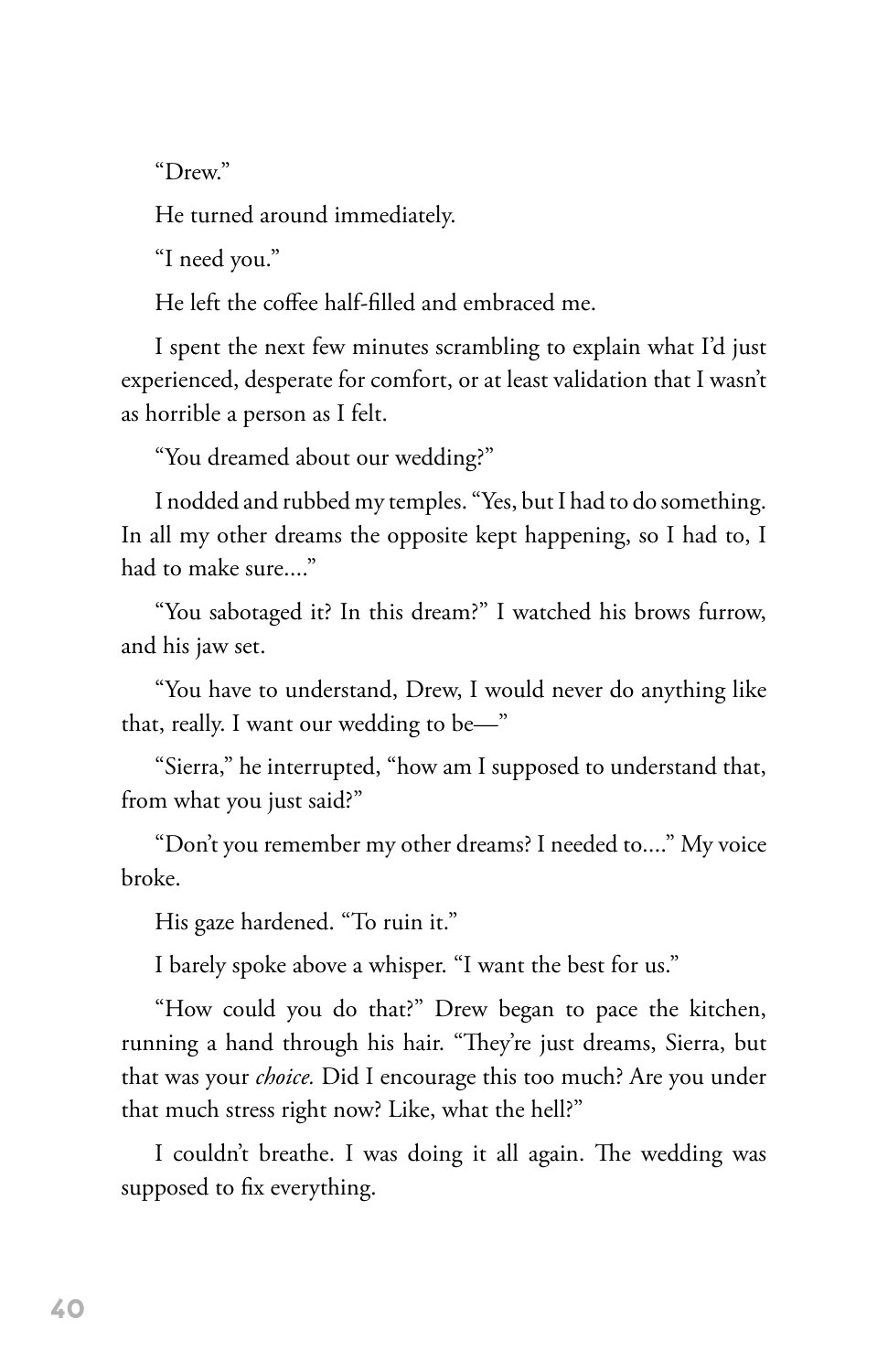"Drew."

He turned around immediately.

"I need you."

He left the coffee half-filled and embraced me.

I spent the next few minutes scrambling to explain what I'd just experienced, desperate for comfort, or at least validation that I wasn't as horrible a person as I felt.

"You dreamed about our wedding?"

I nodded and rubbed my temples. "Yes, but I had to do something. In all my other dreams the opposite kept happening, so I had to, I had to make sure...."

"You sabotaged it? In this dream?" I watched his brows furrow, and his jaw set.

"You have to understand, Drew, I would never do anything like that, really. I want our wedding to be—"

"Sierra," he interrupted, "how am I supposed to understand that, from what you just said?"

"Don't you remember my other dreams? I needed to...." My voice broke.

His gaze hardened. "To ruin it."

I barely spoke above a whisper. "I want the best for us."

"How could you do that?" Drew began to pace the kitchen, running a hand through his hair. "They're just dreams, Sierra, but that was your *choice.* Did I encourage this too much? Are you under that much stress right now? Like, what the hell?"

I couldn't breathe. I was doing it all again. The wedding was supposed to fix everything.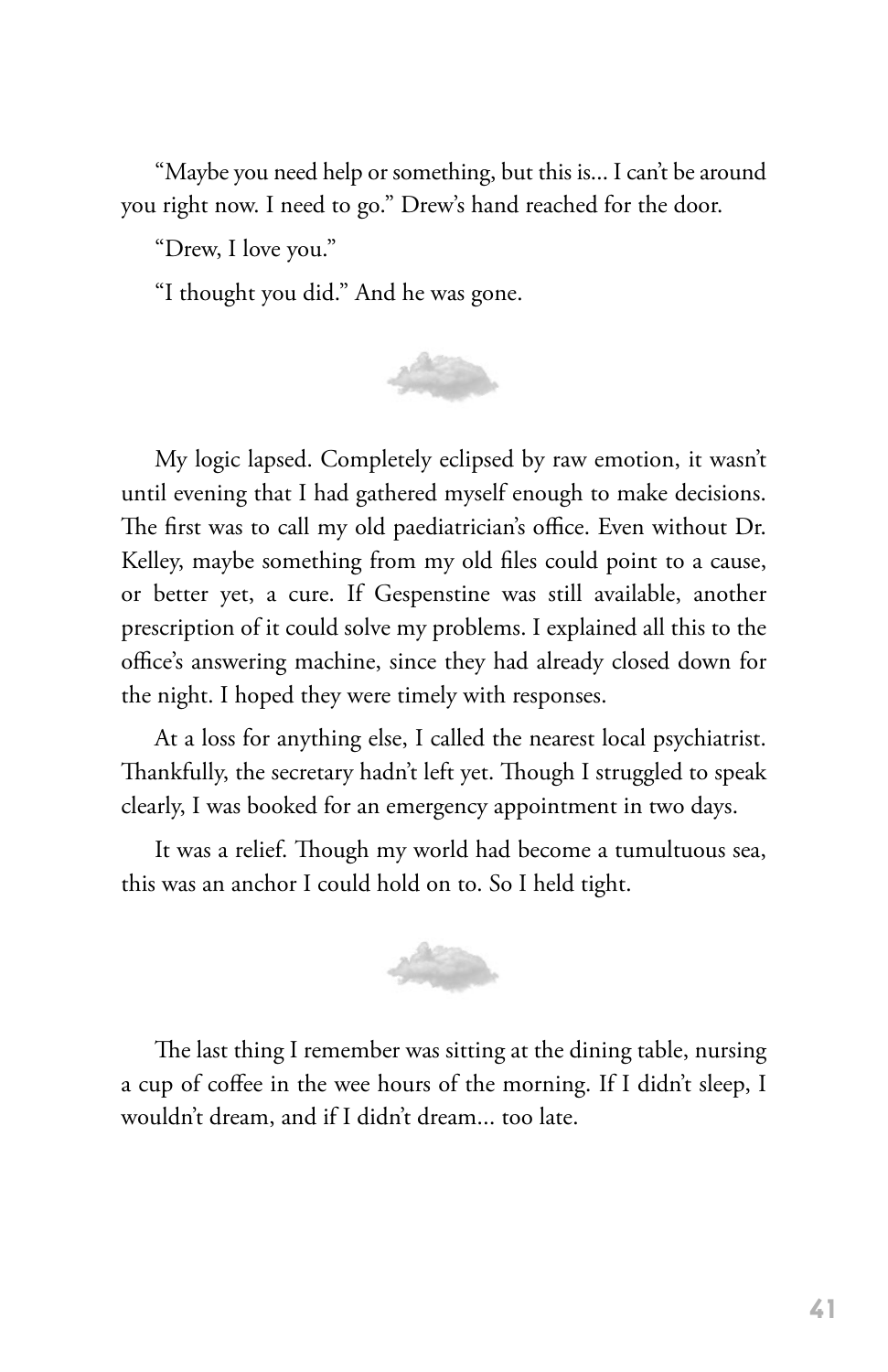"Maybe you need help or something, but this is... I can't be around you right now. I need to go." Drew's hand reached for the door.

"Drew, I love you."

"I thought you did." And he was gone.

My logic lapsed. Completely eclipsed by raw emotion, it wasn't until evening that I had gathered myself enough to make decisions. The first was to call my old paediatrician's office. Even without Dr. Kelley, maybe something from my old files could point to a cause, or better yet, a cure. If Gespenstine was still available, another prescription of it could solve my problems. I explained all this to the office's answering machine, since they had already closed down for the night. I hoped they were timely with responses.

At a loss for anything else, I called the nearest local psychiatrist. Thankfully, the secretary hadn't left yet. Though I struggled to speak clearly, I was booked for an emergency appointment in two days.

It was a relief. Though my world had become a tumultuous sea, this was an anchor I could hold on to. So I held tight.

The last thing I remember was sitting at the dining table, nursing a cup of coffee in the wee hours of the morning. If I didn't sleep, I wouldn't dream, and if I didn't dream... too late.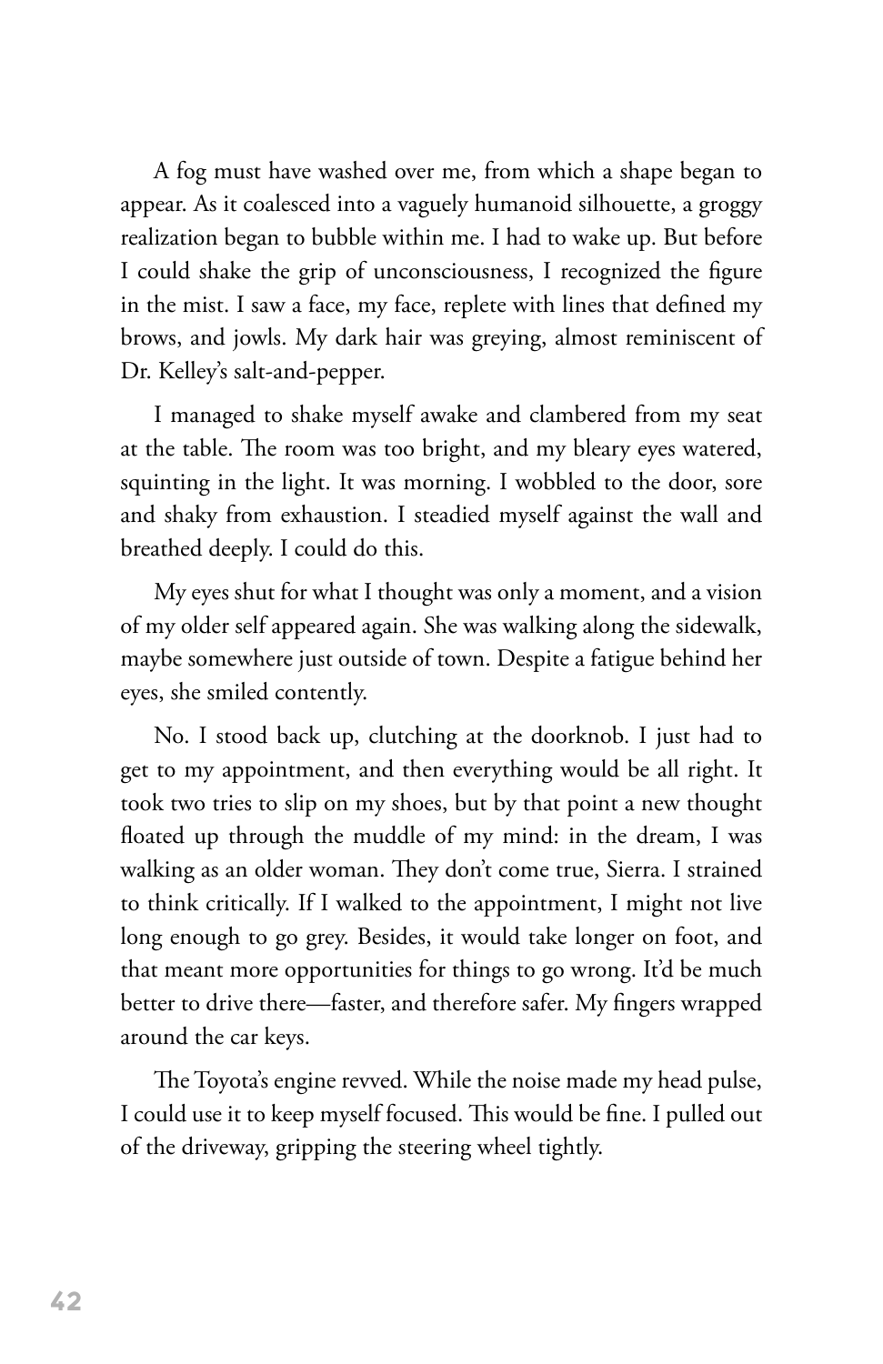A fog must have washed over me, from which a shape began to appear. As it coalesced into a vaguely humanoid silhouette, a groggy realization began to bubble within me. I had to wake up. But before I could shake the grip of unconsciousness, I recognized the figure in the mist. I saw a face, my face, replete with lines that defined my brows, and jowls. My dark hair was greying, almost reminiscent of Dr. Kelley's salt-and-pepper.

I managed to shake myself awake and clambered from my seat at the table. The room was too bright, and my bleary eyes watered, squinting in the light. It was morning. I wobbled to the door, sore and shaky from exhaustion. I steadied myself against the wall and breathed deeply. I could do this.

My eyes shut for what I thought was only a moment, and a vision of my older self appeared again. She was walking along the sidewalk, maybe somewhere just outside of town. Despite a fatigue behind her eyes, she smiled contently.

No. I stood back up, clutching at the doorknob. I just had to get to my appointment, and then everything would be all right. It took two tries to slip on my shoes, but by that point a new thought floated up through the muddle of my mind: in the dream, I was walking as an older woman. They don't come true, Sierra. I strained to think critically. If I walked to the appointment, I might not live long enough to go grey. Besides, it would take longer on foot, and that meant more opportunities for things to go wrong. It'd be much better to drive there—faster, and therefore safer. My fingers wrapped around the car keys.

The Toyota's engine revved. While the noise made my head pulse, I could use it to keep myself focused. This would be fine. I pulled out of the driveway, gripping the steering wheel tightly.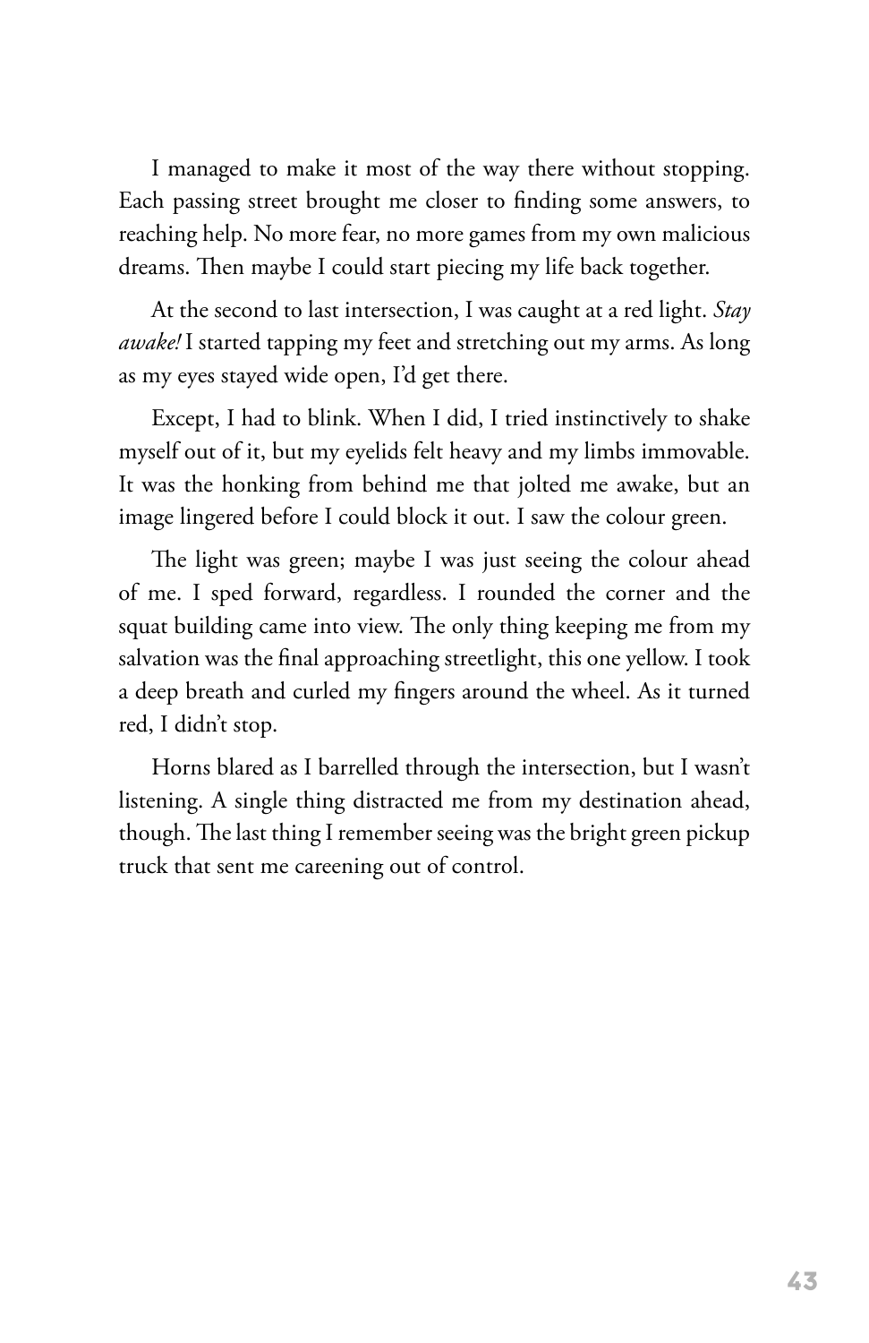I managed to make it most of the way there without stopping. Each passing street brought me closer to finding some answers, to reaching help. No more fear, no more games from my own malicious dreams. Then maybe I could start piecing my life back together.

At the second to last intersection, I was caught at a red light. *Stay awake!* I started tapping my feet and stretching out my arms. As long as my eyes stayed wide open, I'd get there.

Except, I had to blink. When I did, I tried instinctively to shake myself out of it, but my eyelids felt heavy and my limbs immovable. It was the honking from behind me that jolted me awake, but an image lingered before I could block it out. I saw the colour green.

The light was green; maybe I was just seeing the colour ahead of me. I sped forward, regardless. I rounded the corner and the squat building came into view. The only thing keeping me from my salvation was the final approaching streetlight, this one yellow. I took a deep breath and curled my fingers around the wheel. As it turned red, I didn't stop.

Horns blared as I barrelled through the intersection, but I wasn't listening. A single thing distracted me from my destination ahead, though. The last thing I remember seeing was the bright green pickup truck that sent me careening out of control.